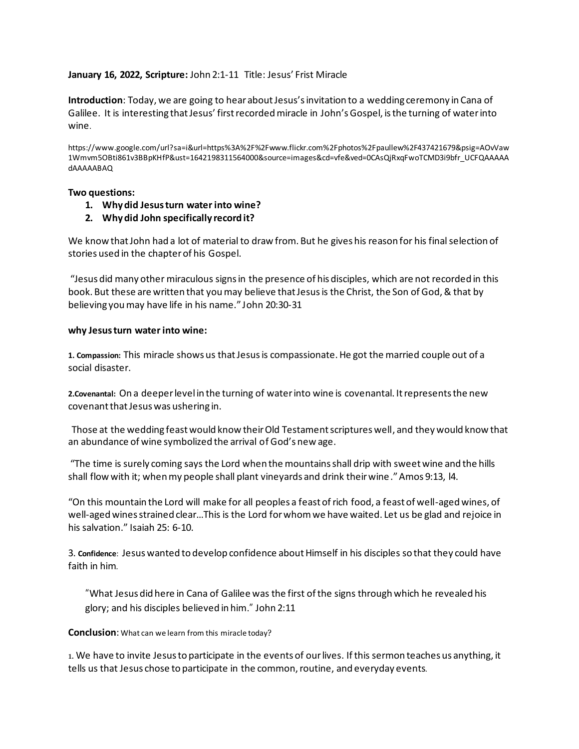**January 16, 2022, Scripture:** John 2:1-11 Title: Jesus' Frist Miracle

**Introduction**: Today, we are going to hear about Jesus's invitation to a wedding ceremony in Cana of Galilee. It is interesting that Jesus' first recorded miracle in John's Gospel, is the turning of water into wine.

https://www.google.com/url?sa=i&url=https%3A%2F%2Fwww.flickr.com%2Fphotos%2Fpaullew%2F437421679&psig=AOvVaw1Wmvm5OBti861v3BBpKHfP&ust=1642198311564000&source=images&cd=vfe&ved=0CAsQjRxqFwoTCMD3i9bfr_UCFQAAAAAdAAAAABAQ

**Two questions:**

1. **Why did Jesus turn water into wine?**
2. **Why did John specifically record it?**

We know that John had a lot of material to draw from. But he gives his reason for his final selection of stories used in the chapter of his Gospel.

"Jesus did many other miraculous signs in the presence of his disciples, which are not recorded in this book. But these are written that you may believe that Jesus is the Christ, the Son of God, & that by believing you may have life in his name." John 20:30-31

**why Jesus turn water into wine:**

**1. Compassion:** This miracle shows us that Jesus is compassionate. He got the married couple out of a social disaster.

**2.Covenantal:** On a deeper level in the turning of water into wine is covenantal. It represents the new covenant that Jesus was ushering in.

Those at the wedding feast would know their Old Testament scriptures well, and they would know that an abundance of wine symbolized the arrival of God's new age.

"The time is surely coming says the Lord when the mountains shall drip with sweet wine and the hills shall flow with it; when my people shall plant vineyards and drink their wine." Amos 9:13, l4.

"On this mountain the Lord will make for all peoples a feast of rich food, a feast of well-aged wines, of well-aged wines strained clear…This is the Lord for whom we have waited. Let us be glad and rejoice in his salvation." Isaiah 25: 6-10.

3. **Confidence**: Jesus wanted to develop confidence about Himself in his disciples so that they could have faith in him.

> "What Jesus did here in Cana of Galilee was the first of the signs through which he revealed his glory; and his disciples believed in him." John 2:11

**Conclusion**: What can we learn from this miracle today?

1. We have to invite Jesus to participate in the events of our lives. If this sermon teaches us anything, it tells us that Jesus chose to participate in the common, routine, and everyday events.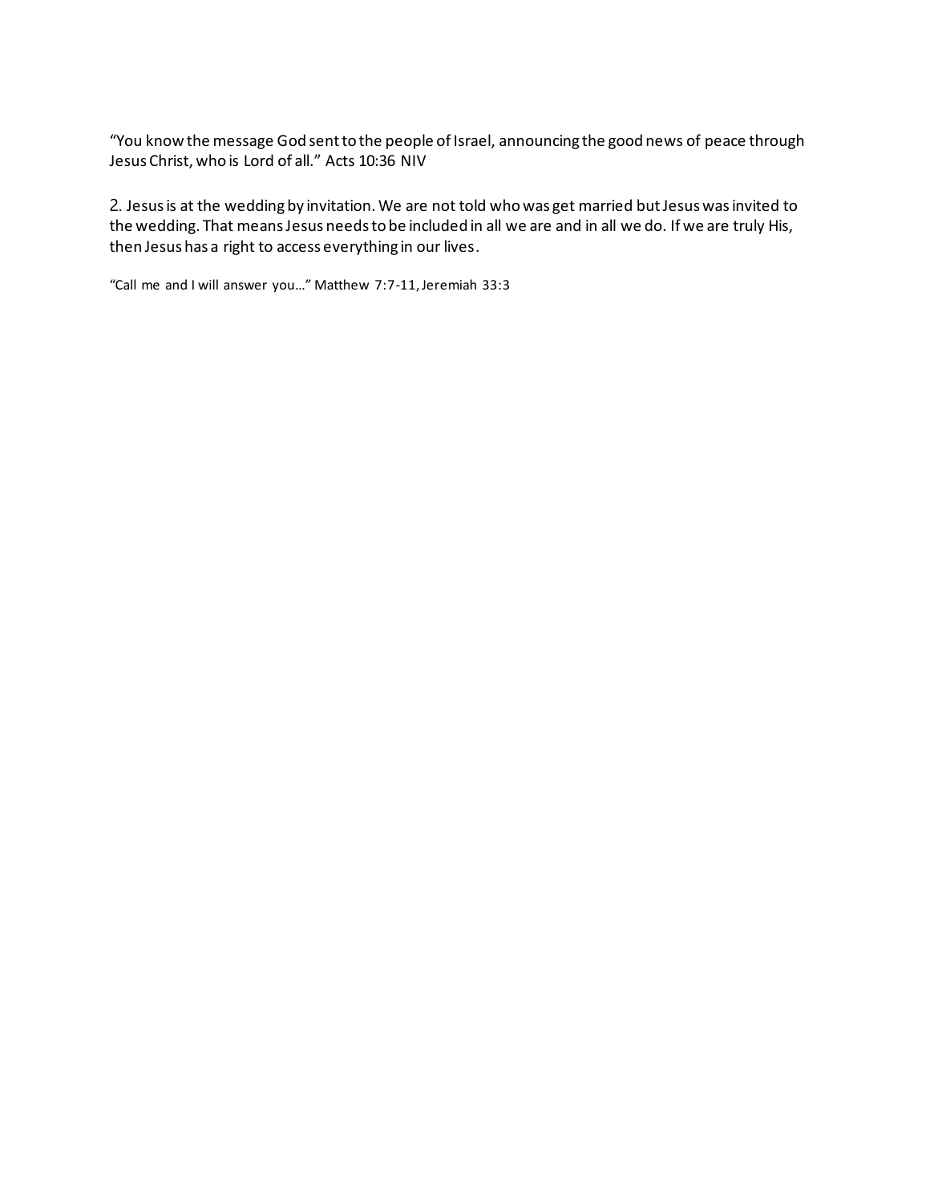"You know the message God sent to the people of Israel, announcing the good news of peace through Jesus Christ, who is Lord of all." Acts 10:36 NIV

2. Jesus is at the wedding by invitation. We are not told who was get married but Jesus was invited to the wedding. That means Jesus needs to be included in all we are and in all we do. If we are truly His, then Jesus has a right to access everything in our lives.

"Call me and I will answer you…" Matthew 7:7-11, Jeremiah 33:3